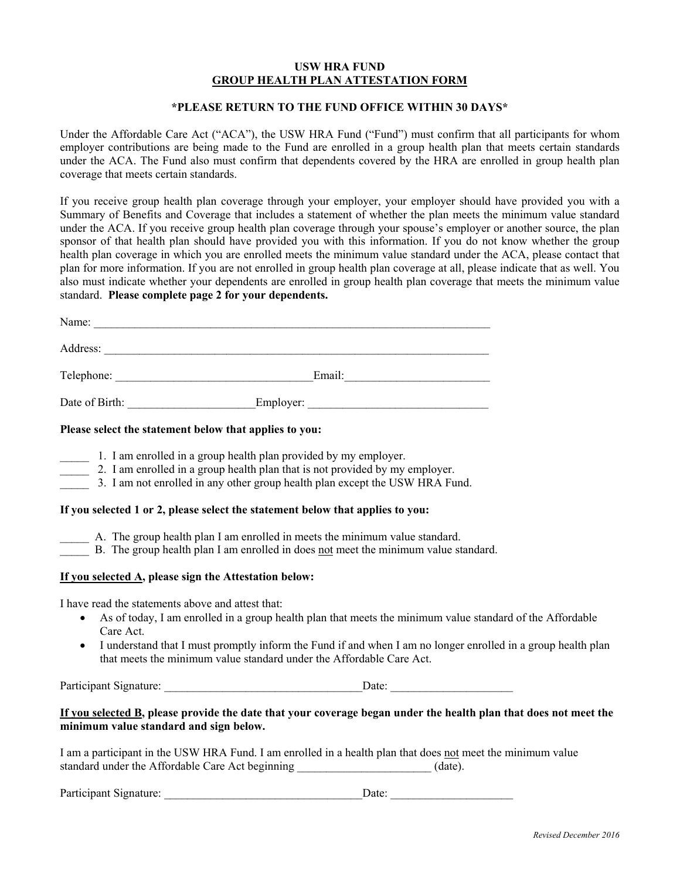# USW HRA FUND
## GROUP HEALTH PLAN ATTESTATION FORM

**\*PLEASE RETURN TO THE FUND OFFICE WITHIN 30 DAYS\***

Under the Affordable Care Act ("ACA"), the USW HRA Fund ("Fund") must confirm that all participants for whom employer contributions are being made to the Fund are enrolled in a group health plan that meets certain standards under the ACA. The Fund also must confirm that dependents covered by the HRA are enrolled in group health plan coverage that meets certain standards.

If you receive group health plan coverage through your employer, your employer should have provided you with a Summary of Benefits and Coverage that includes a statement of whether the plan meets the minimum value standard under the ACA. If you receive group health plan coverage through your spouse's employer or another source, the plan sponsor of that health plan should have provided you with this information. If you do not know whether the group health plan coverage in which you are enrolled meets the minimum value standard under the ACA, please contact that plan for more information. If you are not enrolled in group health plan coverage at all, please indicate that as well. You also must indicate whether your dependents are enrolled in group health plan coverage that meets the minimum value standard. **Please complete page 2 for your dependents.**

Name: ______________________________________________________________________

Address: ____________________________________________________________________

Telephone: __________________________________Email:_________________________

Date of Birth: _____________________Employer: _______________________________

**Please select the statement below that applies to you:**

_____ 1. I am enrolled in a group health plan provided by my employer.
_____ 2. I am enrolled in a group health plan that is not provided by my employer.
_____ 3. I am not enrolled in any other group health plan except the USW HRA Fund.

**If you selected 1 or 2, please select the statement below that applies to you:**

_____ A. The group health plan I am enrolled in meets the minimum value standard.
_____ B. The group health plan I am enrolled in does not meet the minimum value standard.

**If you selected A, please sign the Attestation below:**

I have read the statements above and attest that:

- As of today, I am enrolled in a group health plan that meets the minimum value standard of the Affordable Care Act.
- I understand that I must promptly inform the Fund if and when I am no longer enrolled in a group health plan that meets the minimum value standard under the Affordable Care Act.

Participant Signature: __________________________________Date: ____________________

**If you selected B, please provide the date that your coverage began under the health plan that does not meet the minimum value standard and sign below.**

I am a participant in the USW HRA Fund. I am enrolled in a health plan that does not meet the minimum value standard under the Affordable Care Act beginning _______________________ (date).

Participant Signature: __________________________________Date: ____________________

*Revised December 2016*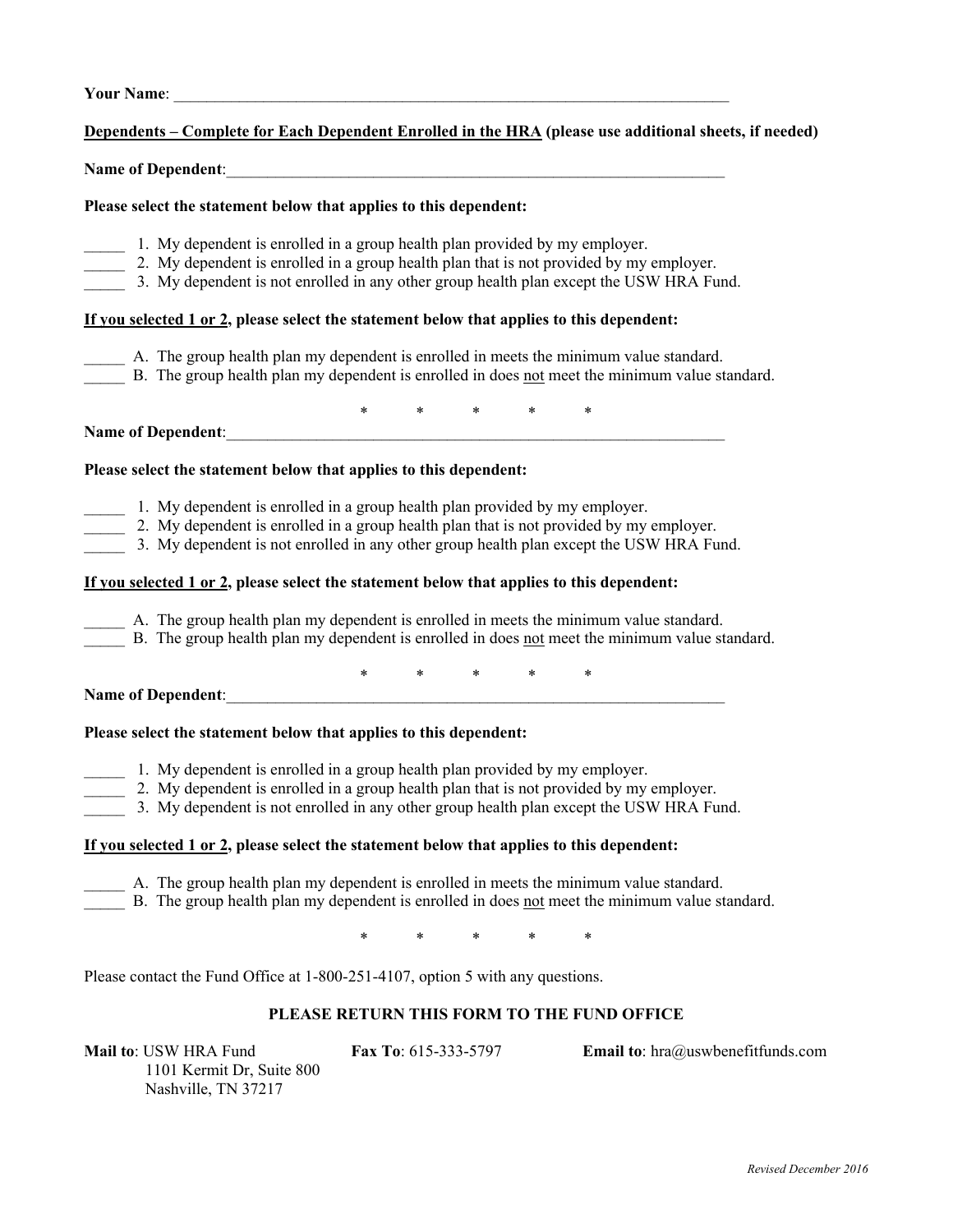**Your Name**: \_\_\_\_\_\_\_\_\_\_\_\_\_\_\_\_\_\_\_\_\_\_\_\_\_\_\_\_\_\_\_\_\_\_\_\_\_\_\_\_\_\_\_\_\_\_\_\_\_\_\_\_\_\_\_\_\_\_\_\_\_\_\_\_\_\_\_\_\_\_\_\_\_\_

**<u>Dependents – Complete for Each Dependent Enrolled in the HRA</u> (please use additional sheets, if needed)**

**Name of Dependent**:\_\_\_\_\_\_\_\_\_\_\_\_\_\_\_\_\_\_\_\_\_\_\_\_\_\_\_\_\_\_\_\_\_\_\_\_\_\_\_\_\_\_\_\_\_\_\_\_\_\_\_\_\_\_\_\_\_\_\_\_\_\_

**Please select the statement below that applies to this dependent:**

\_\_\_\_\_ 1. My dependent is enrolled in a group health plan provided by my employer.
\_\_\_\_\_ 2. My dependent is enrolled in a group health plan that is not provided by my employer.
\_\_\_\_\_ 3. My dependent is not enrolled in any other group health plan except the USW HRA Fund.

**<u>If you selected 1 or 2</u>, please select the statement below that applies to this dependent:**

\_\_\_\_\_ A. The group health plan my dependent is enrolled in meets the minimum value standard.
\_\_\_\_\_ B. The group health plan my dependent is enrolled in does <u>not</u> meet the minimum value standard.

\* \* \* \* \*

**Name of Dependent**:\_\_\_\_\_\_\_\_\_\_\_\_\_\_\_\_\_\_\_\_\_\_\_\_\_\_\_\_\_\_\_\_\_\_\_\_\_\_\_\_\_\_\_\_\_\_\_\_\_\_\_\_\_\_\_\_\_\_\_\_\_\_

**Please select the statement below that applies to this dependent:**

\_\_\_\_\_ 1. My dependent is enrolled in a group health plan provided by my employer.
\_\_\_\_\_ 2. My dependent is enrolled in a group health plan that is not provided by my employer.
\_\_\_\_\_ 3. My dependent is not enrolled in any other group health plan except the USW HRA Fund.

**<u>If you selected 1 or 2</u>, please select the statement below that applies to this dependent:**

\_\_\_\_\_ A. The group health plan my dependent is enrolled in meets the minimum value standard.
\_\_\_\_\_ B. The group health plan my dependent is enrolled in does <u>not</u> meet the minimum value standard.

\* \* \* \* \*

**Name of Dependent**:\_\_\_\_\_\_\_\_\_\_\_\_\_\_\_\_\_\_\_\_\_\_\_\_\_\_\_\_\_\_\_\_\_\_\_\_\_\_\_\_\_\_\_\_\_\_\_\_\_\_\_\_\_\_\_\_\_\_\_\_\_\_

**Please select the statement below that applies to this dependent:**

\_\_\_\_\_ 1. My dependent is enrolled in a group health plan provided by my employer.
\_\_\_\_\_ 2. My dependent is enrolled in a group health plan that is not provided by my employer.
\_\_\_\_\_ 3. My dependent is not enrolled in any other group health plan except the USW HRA Fund.

**<u>If you selected 1 or 2</u>, please select the statement below that applies to this dependent:**

\_\_\_\_\_ A. The group health plan my dependent is enrolled in meets the minimum value standard.
\_\_\_\_\_ B. The group health plan my dependent is enrolled in does <u>not</u> meet the minimum value standard.

\* \* \* \* \*

Please contact the Fund Office at 1-800-251-4107, option 5 with any questions.

**PLEASE RETURN THIS FORM TO THE FUND OFFICE**

**Mail to**: USW HRA Fund
1101 Kermit Dr, Suite 800
Nashville, TN 37217

**Fax To**: 615-333-5797

**Email to**: hra@uswbenefitfunds.com

*Revised December 2016*